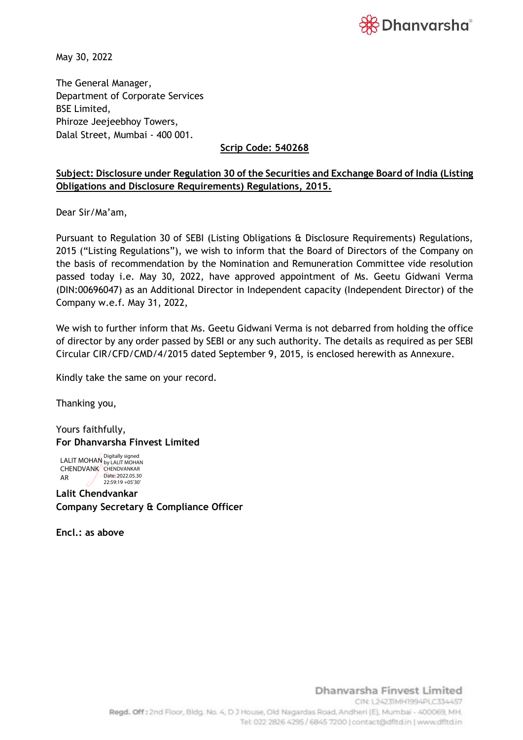May 30, 2022

The General Manager,
Department of Corporate Services
BSE Limited,
Phiroze Jeejeebhoy Towers,
Dalal Street, Mumbai - 400 001.

**Scrip Code: 540268**

**Subject: Disclosure under Regulation 30 of the Securities and Exchange Board of India (Listing Obligations and Disclosure Requirements) Regulations, 2015.**

Dear Sir/Ma'am,

Pursuant to Regulation 30 of SEBI (Listing Obligations & Disclosure Requirements) Regulations, 2015 ("Listing Regulations"), we wish to inform that the Board of Directors of the Company on the basis of recommendation by the Nomination and Remuneration Committee vide resolution passed today i.e. May 30, 2022, have approved appointment of Ms. Geetu Gidwani Verma (DIN:00696047) as an Additional Director in Independent capacity (Independent Director) of the Company w.e.f. May 31, 2022,

We wish to further inform that Ms. Geetu Gidwani Verma is not debarred from holding the office of director by any order passed by SEBI or any such authority. The details as required as per SEBI Circular CIR/CFD/CMD/4/2015 dated September 9, 2015, is enclosed herewith as Annexure.

Kindly take the same on your record.

Thanking you,

Yours faithfully,
**For Dhanvarsha Finvest Limited**

LALIT MOHAN CHENDVANKAR
Digitally signed by LALIT MOHAN CHENDVANKAR
Date: 2022.05.30 22:59:19 +05'30'

**Lalit Chendvankar**
**Company Secretary & Compliance Officer**

**Encl.: as above**

Dhanvarsha Finvest Limited
CIN: L24231MH1994PLC334457
**Regd. Off:** 2nd Floor, Bldg. No. 4, D J House, Old Nagardas Road, Andheri (E), Mumbai - 400069, MH.
Tel: 022 2826 4295 / 6845 7200 | contact@dfltd.in | www.dfltd.in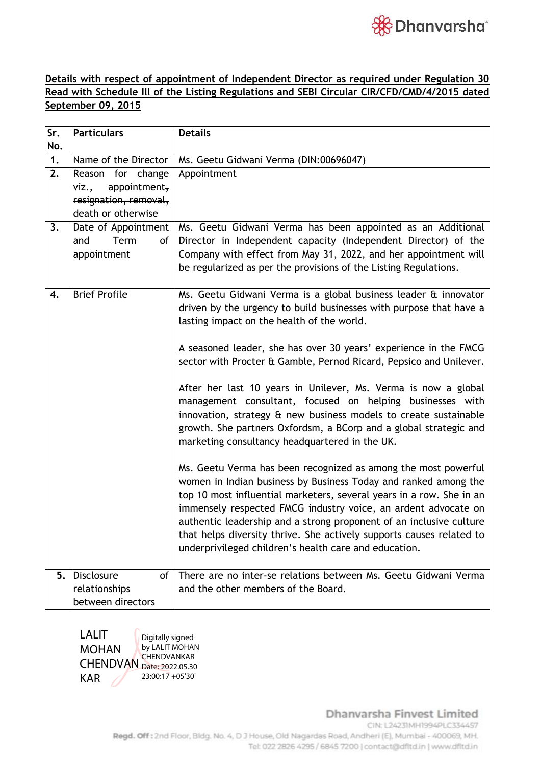**Details with respect of appointment of Independent Director as required under Regulation 30 Read with Schedule III of the Listing Regulations and SEBI Circular CIR/CFD/CMD/4/2015 dated September 09, 2015**

| Sr. No. | Particulars | Details |
|---|---|---|
| 1. | Name of the Director | Ms. Geetu Gidwani Verma (DIN:00696047) |
| 2. | Reason for change viz., appointment~~, resignation, removal, death or otherwise~~ | Appointment |
| 3. | Date of Appointment and Term of appointment | Ms. Geetu Gidwani Verma has been appointed as an Additional Director in Independent capacity (Independent Director) of the Company with effect from May 31, 2022, and her appointment will be regularized as per the provisions of the Listing Regulations. |
| 4. | Brief Profile | Ms. Geetu Gidwani Verma is a global business leader & innovator driven by the urgency to build businesses with purpose that have a lasting impact on the health of the world.<br><br>A seasoned leader, she has over 30 years' experience in the FMCG sector with Procter & Gamble, Pernod Ricard, Pepsico and Unilever.<br><br>After her last 10 years in Unilever, Ms. Verma is now a global management consultant, focused on helping businesses with innovation, strategy & new business models to create sustainable growth. She partners Oxfordsm, a BCorp and a global strategic and marketing consultancy headquartered in the UK.<br><br>Ms. Geetu Verma has been recognized as among the most powerful women in Indian business by Business Today and ranked among the top 10 most influential marketers, several years in a row. She in an immensely respected FMCG industry voice, an ardent advocate on authentic leadership and a strong proponent of an inclusive culture that helps diversity thrive. She actively supports causes related to underprivileged children's health care and education. |
| 5. | Disclosure of relationships between directors | There are no inter-se relations between Ms. Geetu Gidwani Verma and the other members of the Board. |

LALIT MOHAN CHENDVANKAR

Digitally signed by LALIT MOHAN CHENDVANKAR
Date: 2022.05.30 23:00:17 +05'30'